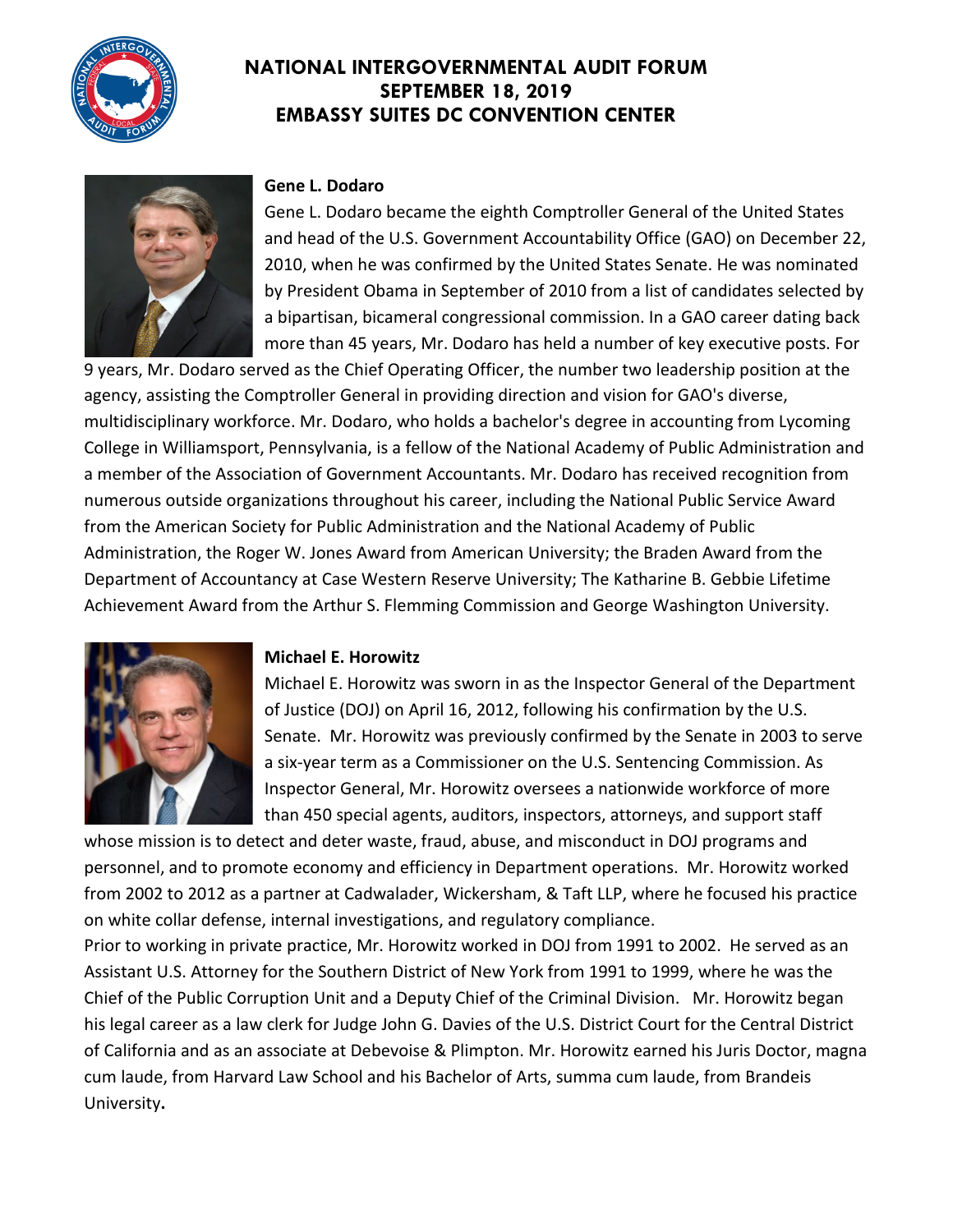# NATIONAL INTERGOVERNMENTAL AUDIT FORUM
## SEPTEMBER 18, 2019
## EMBASSY SUITES DC CONVENTION CENTER

**Gene L. Dodaro**

Gene L. Dodaro became the eighth Comptroller General of the United States and head of the U.S. Government Accountability Office (GAO) on December 22, 2010, when he was confirmed by the United States Senate. He was nominated by President Obama in September of 2010 from a list of candidates selected by a bipartisan, bicameral congressional commission. In a GAO career dating back more than 45 years, Mr. Dodaro has held a number of key executive posts. For 9 years, Mr. Dodaro served as the Chief Operating Officer, the number two leadership position at the agency, assisting the Comptroller General in providing direction and vision for GAO's diverse, multidisciplinary workforce. Mr. Dodaro, who holds a bachelor's degree in accounting from Lycoming College in Williamsport, Pennsylvania, is a fellow of the National Academy of Public Administration and a member of the Association of Government Accountants. Mr. Dodaro has received recognition from numerous outside organizations throughout his career, including the National Public Service Award from the American Society for Public Administration and the National Academy of Public Administration, the Roger W. Jones Award from American University; the Braden Award from the Department of Accountancy at Case Western Reserve University; The Katharine B. Gebbie Lifetime Achievement Award from the Arthur S. Flemming Commission and George Washington University.

**Michael E. Horowitz**

Michael E. Horowitz was sworn in as the Inspector General of the Department of Justice (DOJ) on April 16, 2012, following his confirmation by the U.S. Senate. Mr. Horowitz was previously confirmed by the Senate in 2003 to serve a six-year term as a Commissioner on the U.S. Sentencing Commission. As Inspector General, Mr. Horowitz oversees a nationwide workforce of more than 450 special agents, auditors, inspectors, attorneys, and support staff whose mission is to detect and deter waste, fraud, abuse, and misconduct in DOJ programs and personnel, and to promote economy and efficiency in Department operations. Mr. Horowitz worked from 2002 to 2012 as a partner at Cadwalader, Wickersham, & Taft LLP, where he focused his practice on white collar defense, internal investigations, and regulatory compliance.

Prior to working in private practice, Mr. Horowitz worked in DOJ from 1991 to 2002. He served as an Assistant U.S. Attorney for the Southern District of New York from 1991 to 1999, where he was the Chief of the Public Corruption Unit and a Deputy Chief of the Criminal Division. Mr. Horowitz began his legal career as a law clerk for Judge John G. Davies of the U.S. District Court for the Central District of California and as an associate at Debevoise & Plimpton. Mr. Horowitz earned his Juris Doctor, magna cum laude, from Harvard Law School and his Bachelor of Arts, summa cum laude, from Brandeis University.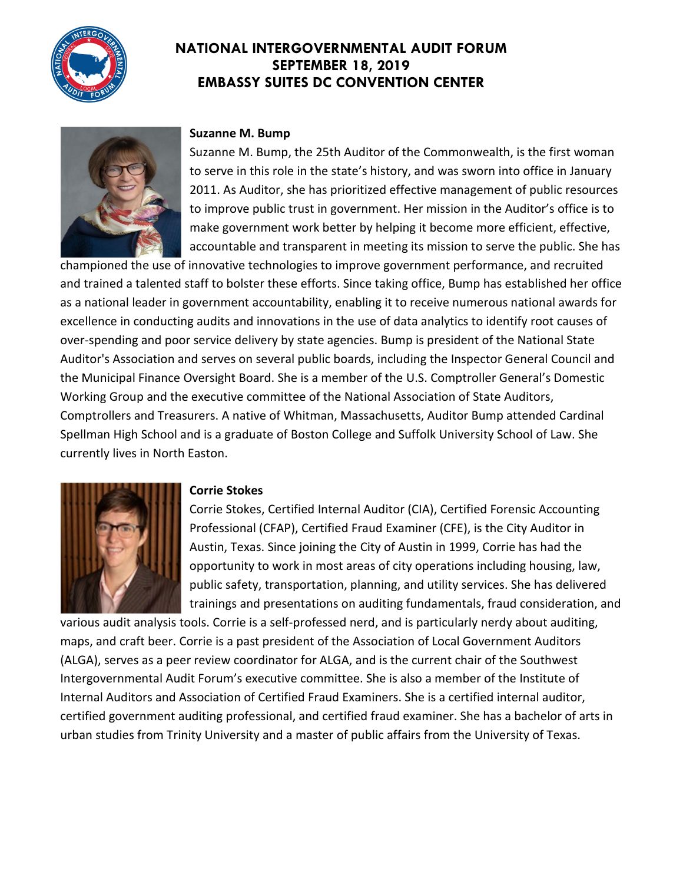# NATIONAL INTERGOVERNMENTAL AUDIT FORUM
## SEPTEMBER 18, 2019
## EMBASSY SUITES DC CONVENTION CENTER

**Suzanne M. Bump**

Suzanne M. Bump, the 25th Auditor of the Commonwealth, is the first woman to serve in this role in the state's history, and was sworn into office in January 2011. As Auditor, she has prioritized effective management of public resources to improve public trust in government. Her mission in the Auditor's office is to make government work better by helping it become more efficient, effective, accountable and transparent in meeting its mission to serve the public. She has championed the use of innovative technologies to improve government performance, and recruited and trained a talented staff to bolster these efforts. Since taking office, Bump has established her office as a national leader in government accountability, enabling it to receive numerous national awards for excellence in conducting audits and innovations in the use of data analytics to identify root causes of over-spending and poor service delivery by state agencies. Bump is president of the National State Auditor's Association and serves on several public boards, including the Inspector General Council and the Municipal Finance Oversight Board. She is a member of the U.S. Comptroller General's Domestic Working Group and the executive committee of the National Association of State Auditors, Comptrollers and Treasurers. A native of Whitman, Massachusetts, Auditor Bump attended Cardinal Spellman High School and is a graduate of Boston College and Suffolk University School of Law. She currently lives in North Easton.

**Corrie Stokes**

Corrie Stokes, Certified Internal Auditor (CIA), Certified Forensic Accounting Professional (CFAP), Certified Fraud Examiner (CFE), is the City Auditor in Austin, Texas. Since joining the City of Austin in 1999, Corrie has had the opportunity to work in most areas of city operations including housing, law, public safety, transportation, planning, and utility services. She has delivered trainings and presentations on auditing fundamentals, fraud consideration, and various audit analysis tools. Corrie is a self-professed nerd, and is particularly nerdy about auditing, maps, and craft beer. Corrie is a past president of the Association of Local Government Auditors (ALGA), serves as a peer review coordinator for ALGA, and is the current chair of the Southwest Intergovernmental Audit Forum's executive committee. She is also a member of the Institute of Internal Auditors and Association of Certified Fraud Examiners. She is a certified internal auditor, certified government auditing professional, and certified fraud examiner. She has a bachelor of arts in urban studies from Trinity University and a master of public affairs from the University of Texas.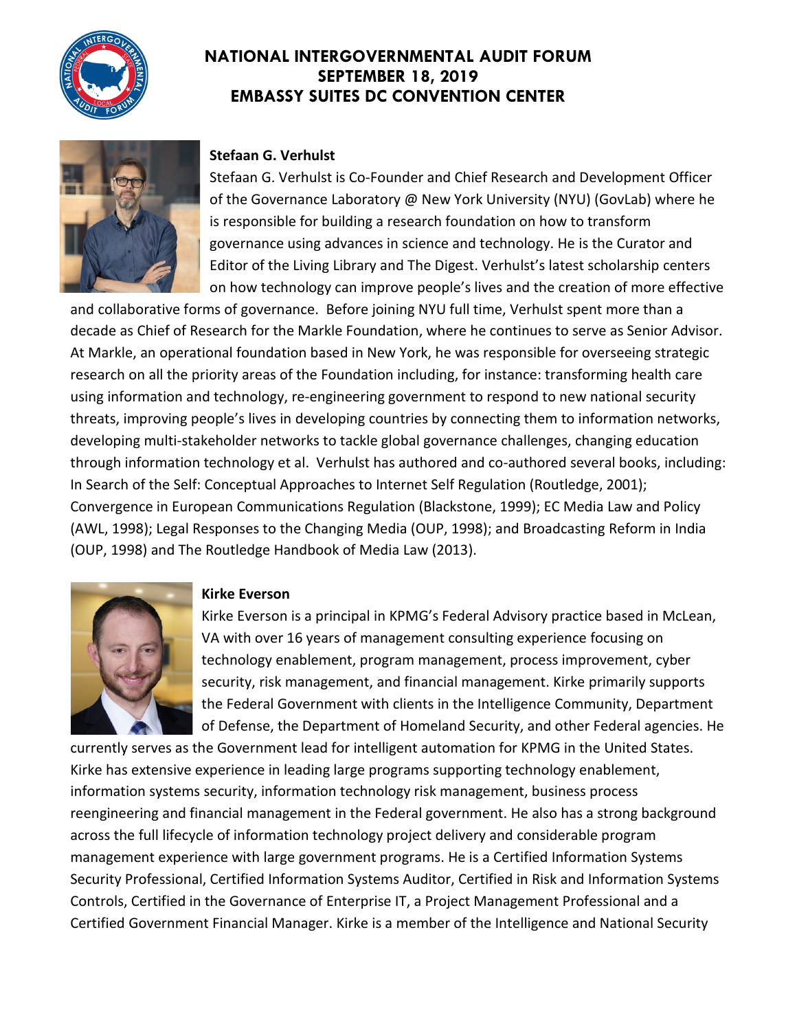# NATIONAL INTERGOVERNMENTAL AUDIT FORUM
## SEPTEMBER 18, 2019
## EMBASSY SUITES DC CONVENTION CENTER

**Stefaan G. Verhulst**

Stefaan G. Verhulst is Co-Founder and Chief Research and Development Officer of the Governance Laboratory @ New York University (NYU) (GovLab) where he is responsible for building a research foundation on how to transform governance using advances in science and technology. He is the Curator and Editor of the Living Library and The Digest. Verhulst's latest scholarship centers on how technology can improve people's lives and the creation of more effective and collaborative forms of governance. Before joining NYU full time, Verhulst spent more than a decade as Chief of Research for the Markle Foundation, where he continues to serve as Senior Advisor. At Markle, an operational foundation based in New York, he was responsible for overseeing strategic research on all the priority areas of the Foundation including, for instance: transforming health care using information and technology, re-engineering government to respond to new national security threats, improving people's lives in developing countries by connecting them to information networks, developing multi-stakeholder networks to tackle global governance challenges, changing education through information technology et al. Verhulst has authored and co-authored several books, including: In Search of the Self: Conceptual Approaches to Internet Self Regulation (Routledge, 2001); Convergence in European Communications Regulation (Blackstone, 1999); EC Media Law and Policy (AWL, 1998); Legal Responses to the Changing Media (OUP, 1998); and Broadcasting Reform in India (OUP, 1998) and The Routledge Handbook of Media Law (2013).

**Kirke Everson**

Kirke Everson is a principal in KPMG's Federal Advisory practice based in McLean, VA with over 16 years of management consulting experience focusing on technology enablement, program management, process improvement, cyber security, risk management, and financial management. Kirke primarily supports the Federal Government with clients in the Intelligence Community, Department of Defense, the Department of Homeland Security, and other Federal agencies. He currently serves as the Government lead for intelligent automation for KPMG in the United States. Kirke has extensive experience in leading large programs supporting technology enablement, information systems security, information technology risk management, business process reengineering and financial management in the Federal government. He also has a strong background across the full lifecycle of information technology project delivery and considerable program management experience with large government programs. He is a Certified Information Systems Security Professional, Certified Information Systems Auditor, Certified in Risk and Information Systems Controls, Certified in the Governance of Enterprise IT, a Project Management Professional and a Certified Government Financial Manager. Kirke is a member of the Intelligence and National Security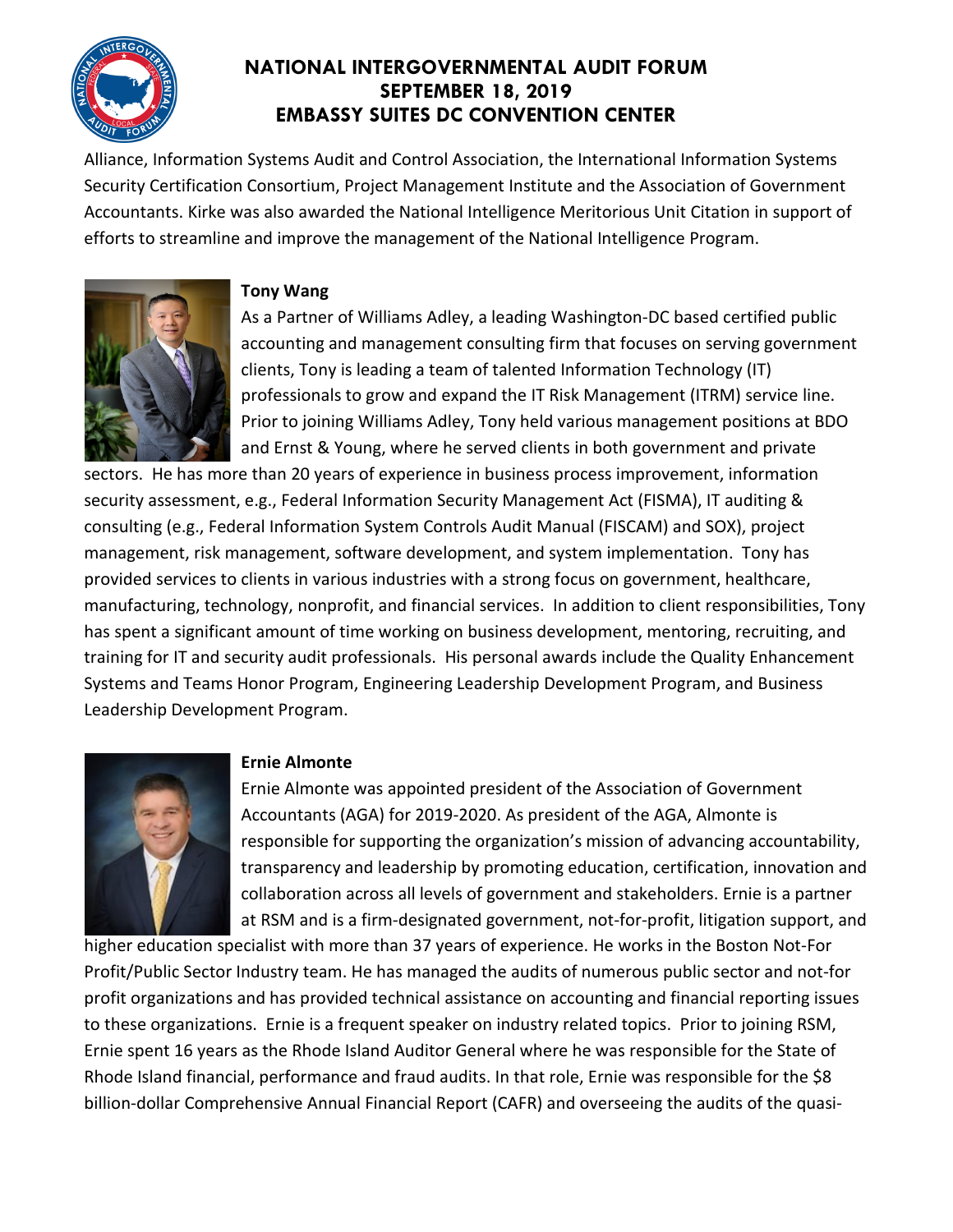Alliance, Information Systems Audit and Control Association, the International Information Systems Security Certification Consortium, Project Management Institute and the Association of Government Accountants. Kirke was also awarded the National Intelligence Meritorious Unit Citation in support of efforts to streamline and improve the management of the National Intelligence Program.

**Tony Wang**

As a Partner of Williams Adley, a leading Washington-DC based certified public accounting and management consulting firm that focuses on serving government clients, Tony is leading a team of talented Information Technology (IT) professionals to grow and expand the IT Risk Management (ITRM) service line. Prior to joining Williams Adley, Tony held various management positions at BDO and Ernst & Young, where he served clients in both government and private sectors. He has more than 20 years of experience in business process improvement, information security assessment, e.g., Federal Information Security Management Act (FISMA), IT auditing & consulting (e.g., Federal Information System Controls Audit Manual (FISCAM) and SOX), project management, risk management, software development, and system implementation. Tony has provided services to clients in various industries with a strong focus on government, healthcare, manufacturing, technology, nonprofit, and financial services. In addition to client responsibilities, Tony has spent a significant amount of time working on business development, mentoring, recruiting, and training for IT and security audit professionals. His personal awards include the Quality Enhancement Systems and Teams Honor Program, Engineering Leadership Development Program, and Business Leadership Development Program.

**Ernie Almonte**

Ernie Almonte was appointed president of the Association of Government Accountants (AGA) for 2019-2020. As president of the AGA, Almonte is responsible for supporting the organization's mission of advancing accountability, transparency and leadership by promoting education, certification, innovation and collaboration across all levels of government and stakeholders. Ernie is a partner at RSM and is a firm-designated government, not-for-profit, litigation support, and higher education specialist with more than 37 years of experience. He works in the Boston Not-For Profit/Public Sector Industry team. He has managed the audits of numerous public sector and not-for profit organizations and has provided technical assistance on accounting and financial reporting issues to these organizations. Ernie is a frequent speaker on industry related topics. Prior to joining RSM, Ernie spent 16 years as the Rhode Island Auditor General where he was responsible for the State of Rhode Island financial, performance and fraud audits. In that role, Ernie was responsible for the $8 billion-dollar Comprehensive Annual Financial Report (CAFR) and overseeing the audits of the quasi-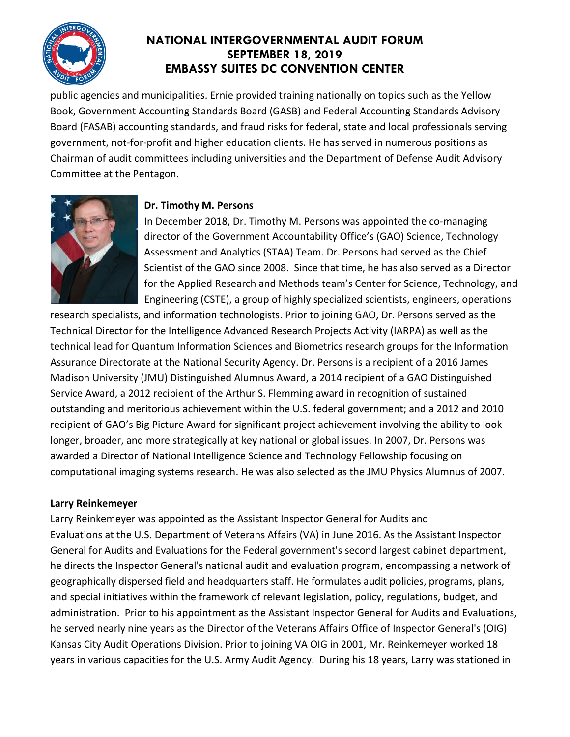public agencies and municipalities. Ernie provided training nationally on topics such as the Yellow Book, Government Accounting Standards Board (GASB) and Federal Accounting Standards Advisory Board (FASAB) accounting standards, and fraud risks for federal, state and local professionals serving government, not-for-profit and higher education clients. He has served in numerous positions as Chairman of audit committees including universities and the Department of Defense Audit Advisory Committee at the Pentagon.

**Dr. Timothy M. Persons**

In December 2018, Dr. Timothy M. Persons was appointed the co-managing director of the Government Accountability Office's (GAO) Science, Technology Assessment and Analytics (STAA) Team. Dr. Persons had served as the Chief Scientist of the GAO since 2008. Since that time, he has also served as a Director for the Applied Research and Methods team's Center for Science, Technology, and Engineering (CSTE), a group of highly specialized scientists, engineers, operations research specialists, and information technologists. Prior to joining GAO, Dr. Persons served as the Technical Director for the Intelligence Advanced Research Projects Activity (IARPA) as well as the technical lead for Quantum Information Sciences and Biometrics research groups for the Information Assurance Directorate at the National Security Agency. Dr. Persons is a recipient of a 2016 James Madison University (JMU) Distinguished Alumnus Award, a 2014 recipient of a GAO Distinguished Service Award, a 2012 recipient of the Arthur S. Flemming award in recognition of sustained outstanding and meritorious achievement within the U.S. federal government; and a 2012 and 2010 recipient of GAO's Big Picture Award for significant project achievement involving the ability to look longer, broader, and more strategically at key national or global issues. In 2007, Dr. Persons was awarded a Director of National Intelligence Science and Technology Fellowship focusing on computational imaging systems research. He was also selected as the JMU Physics Alumnus of 2007.

**Larry Reinkemeyer**

Larry Reinkemeyer was appointed as the Assistant Inspector General for Audits and Evaluations at the U.S. Department of Veterans Affairs (VA) in June 2016. As the Assistant Inspector General for Audits and Evaluations for the Federal government's second largest cabinet department, he directs the Inspector General's national audit and evaluation program, encompassing a network of geographically dispersed field and headquarters staff. He formulates audit policies, programs, plans, and special initiatives within the framework of relevant legislation, policy, regulations, budget, and administration. Prior to his appointment as the Assistant Inspector General for Audits and Evaluations, he served nearly nine years as the Director of the Veterans Affairs Office of Inspector General's (OIG) Kansas City Audit Operations Division. Prior to joining VA OIG in 2001, Mr. Reinkemeyer worked 18 years in various capacities for the U.S. Army Audit Agency. During his 18 years, Larry was stationed in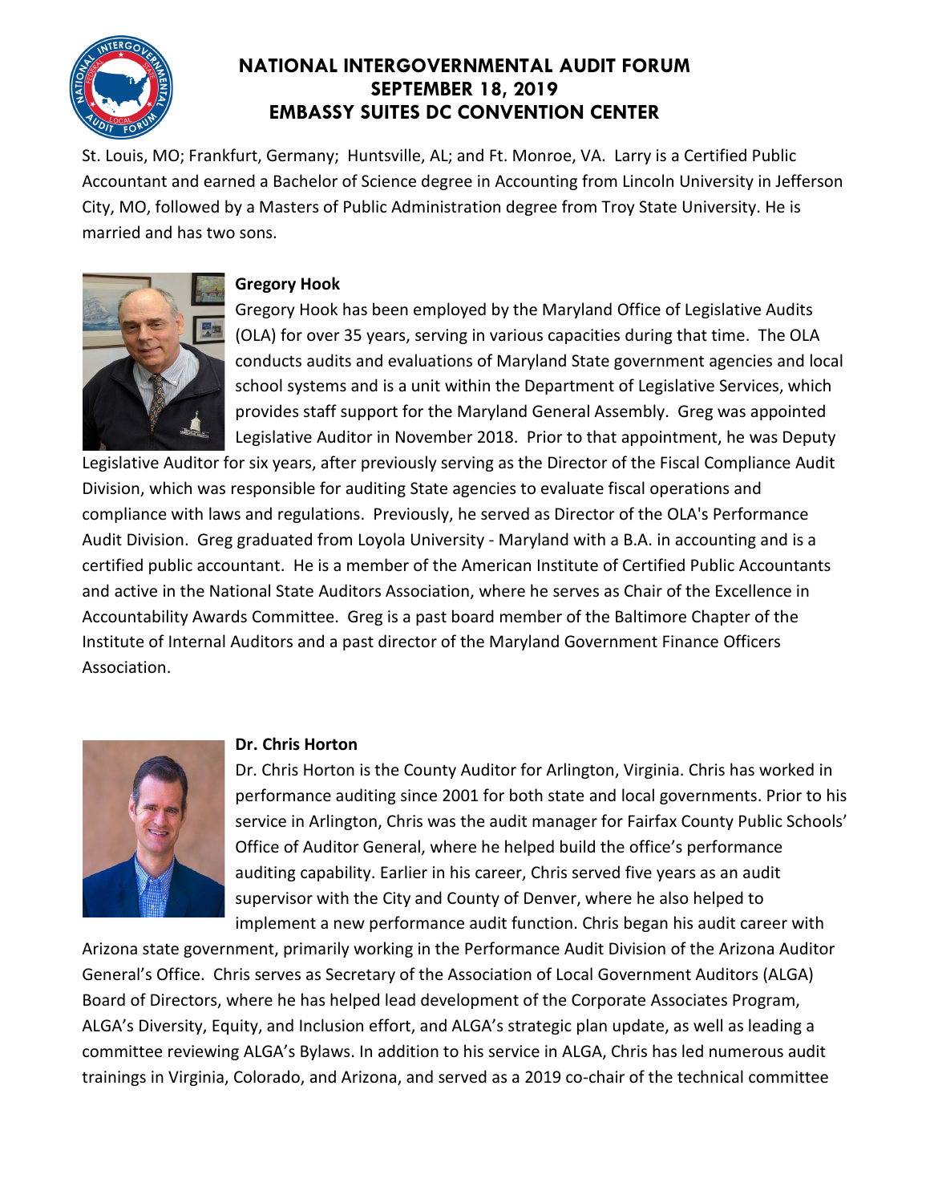St. Louis, MO; Frankfurt, Germany; Huntsville, AL; and Ft. Monroe, VA. Larry is a Certified Public Accountant and earned a Bachelor of Science degree in Accounting from Lincoln University in Jefferson City, MO, followed by a Masters of Public Administration degree from Troy State University. He is married and has two sons.

**Gregory Hook**

Gregory Hook has been employed by the Maryland Office of Legislative Audits (OLA) for over 35 years, serving in various capacities during that time. The OLA conducts audits and evaluations of Maryland State government agencies and local school systems and is a unit within the Department of Legislative Services, which provides staff support for the Maryland General Assembly. Greg was appointed Legislative Auditor in November 2018. Prior to that appointment, he was Deputy Legislative Auditor for six years, after previously serving as the Director of the Fiscal Compliance Audit Division, which was responsible for auditing State agencies to evaluate fiscal operations and compliance with laws and regulations. Previously, he served as Director of the OLA's Performance Audit Division. Greg graduated from Loyola University - Maryland with a B.A. in accounting and is a certified public accountant. He is a member of the American Institute of Certified Public Accountants and active in the National State Auditors Association, where he serves as Chair of the Excellence in Accountability Awards Committee. Greg is a past board member of the Baltimore Chapter of the Institute of Internal Auditors and a past director of the Maryland Government Finance Officers Association.

**Dr. Chris Horton**

Dr. Chris Horton is the County Auditor for Arlington, Virginia. Chris has worked in performance auditing since 2001 for both state and local governments. Prior to his service in Arlington, Chris was the audit manager for Fairfax County Public Schools' Office of Auditor General, where he helped build the office's performance auditing capability. Earlier in his career, Chris served five years as an audit supervisor with the City and County of Denver, where he also helped to implement a new performance audit function. Chris began his audit career with Arizona state government, primarily working in the Performance Audit Division of the Arizona Auditor General's Office. Chris serves as Secretary of the Association of Local Government Auditors (ALGA) Board of Directors, where he has helped lead development of the Corporate Associates Program, ALGA's Diversity, Equity, and Inclusion effort, and ALGA's strategic plan update, as well as leading a committee reviewing ALGA's Bylaws. In addition to his service in ALGA, Chris has led numerous audit trainings in Virginia, Colorado, and Arizona, and served as a 2019 co-chair of the technical committee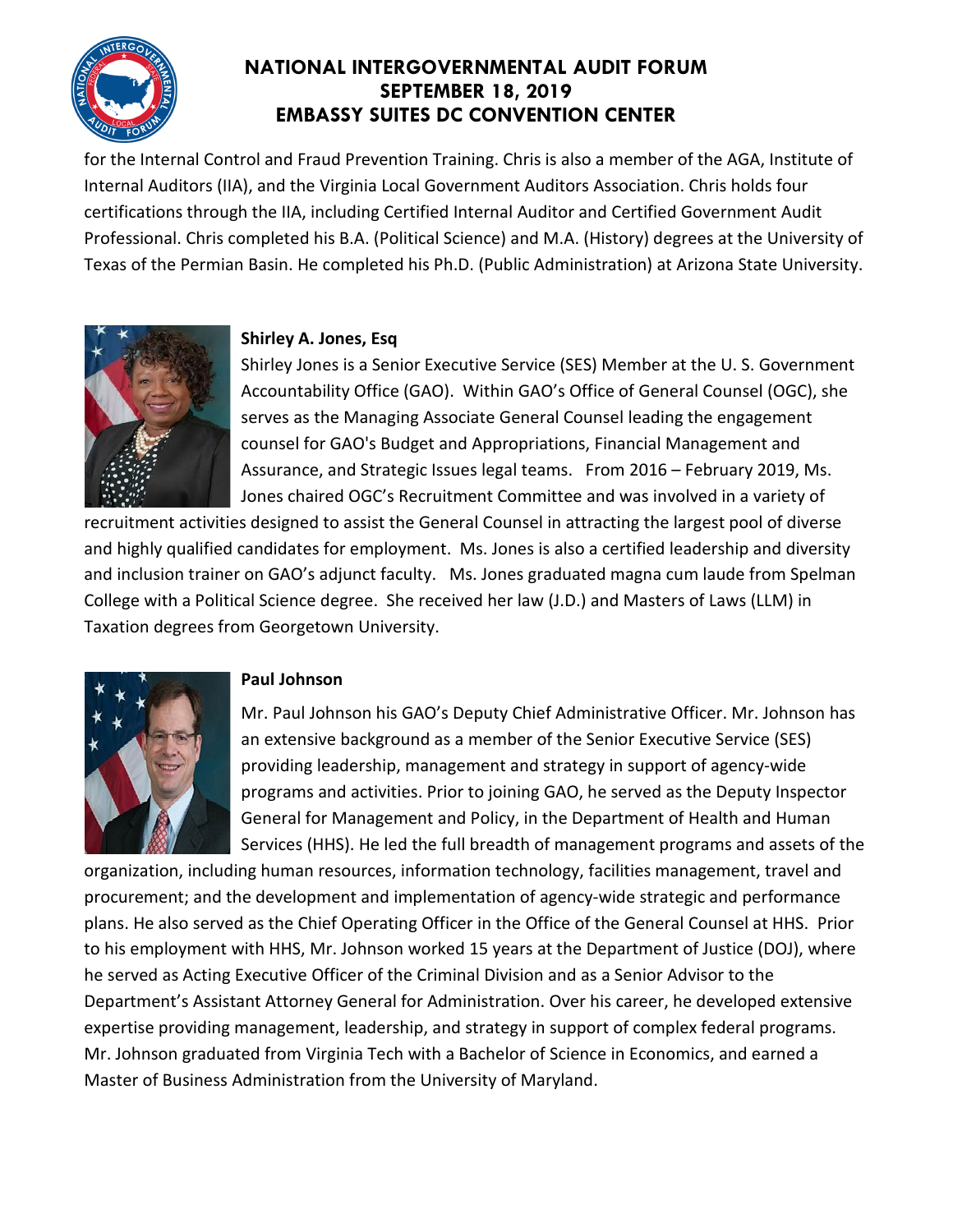for the Internal Control and Fraud Prevention Training. Chris is also a member of the AGA, Institute of Internal Auditors (IIA), and the Virginia Local Government Auditors Association. Chris holds four certifications through the IIA, including Certified Internal Auditor and Certified Government Audit Professional. Chris completed his B.A. (Political Science) and M.A. (History) degrees at the University of Texas of the Permian Basin. He completed his Ph.D. (Public Administration) at Arizona State University.

**Shirley A. Jones, Esq**

Shirley Jones is a Senior Executive Service (SES) Member at the U. S. Government Accountability Office (GAO). Within GAO's Office of General Counsel (OGC), she serves as the Managing Associate General Counsel leading the engagement counsel for GAO's Budget and Appropriations, Financial Management and Assurance, and Strategic Issues legal teams. From 2016 – February 2019, Ms. Jones chaired OGC's Recruitment Committee and was involved in a variety of recruitment activities designed to assist the General Counsel in attracting the largest pool of diverse and highly qualified candidates for employment. Ms. Jones is also a certified leadership and diversity and inclusion trainer on GAO's adjunct faculty. Ms. Jones graduated magna cum laude from Spelman College with a Political Science degree. She received her law (J.D.) and Masters of Laws (LLM) in Taxation degrees from Georgetown University.

**Paul Johnson**

Mr. Paul Johnson his GAO's Deputy Chief Administrative Officer. Mr. Johnson has an extensive background as a member of the Senior Executive Service (SES) providing leadership, management and strategy in support of agency-wide programs and activities. Prior to joining GAO, he served as the Deputy Inspector General for Management and Policy, in the Department of Health and Human Services (HHS). He led the full breadth of management programs and assets of the organization, including human resources, information technology, facilities management, travel and procurement; and the development and implementation of agency-wide strategic and performance plans. He also served as the Chief Operating Officer in the Office of the General Counsel at HHS. Prior to his employment with HHS, Mr. Johnson worked 15 years at the Department of Justice (DOJ), where he served as Acting Executive Officer of the Criminal Division and as a Senior Advisor to the Department's Assistant Attorney General for Administration. Over his career, he developed extensive expertise providing management, leadership, and strategy in support of complex federal programs. Mr. Johnson graduated from Virginia Tech with a Bachelor of Science in Economics, and earned a Master of Business Administration from the University of Maryland.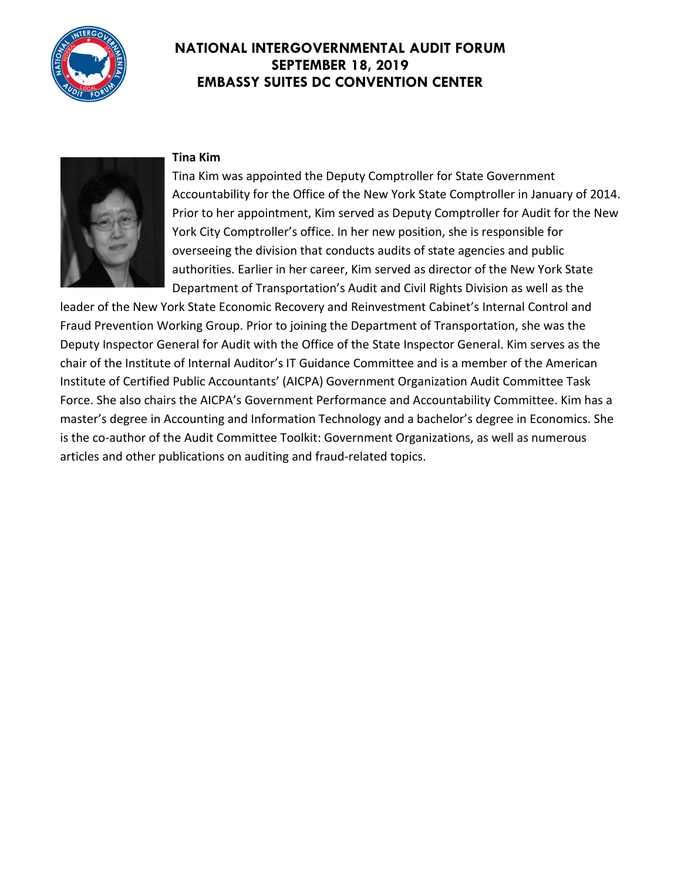**NATIONAL INTERGOVERNMENTAL AUDIT FORUM**
**SEPTEMBER 18, 2019**
**EMBASSY SUITES DC CONVENTION CENTER**

**Tina Kim**

Tina Kim was appointed the Deputy Comptroller for State Government Accountability for the Office of the New York State Comptroller in January of 2014. Prior to her appointment, Kim served as Deputy Comptroller for Audit for the New York City Comptroller's office. In her new position, she is responsible for overseeing the division that conducts audits of state agencies and public authorities. Earlier in her career, Kim served as director of the New York State Department of Transportation's Audit and Civil Rights Division as well as the leader of the New York State Economic Recovery and Reinvestment Cabinet's Internal Control and Fraud Prevention Working Group. Prior to joining the Department of Transportation, she was the Deputy Inspector General for Audit with the Office of the State Inspector General. Kim serves as the chair of the Institute of Internal Auditor's IT Guidance Committee and is a member of the American Institute of Certified Public Accountants' (AICPA) Government Organization Audit Committee Task Force. She also chairs the AICPA's Government Performance and Accountability Committee. Kim has a master's degree in Accounting and Information Technology and a bachelor's degree in Economics. She is the co-author of the Audit Committee Toolkit: Government Organizations, as well as numerous articles and other publications on auditing and fraud-related topics.